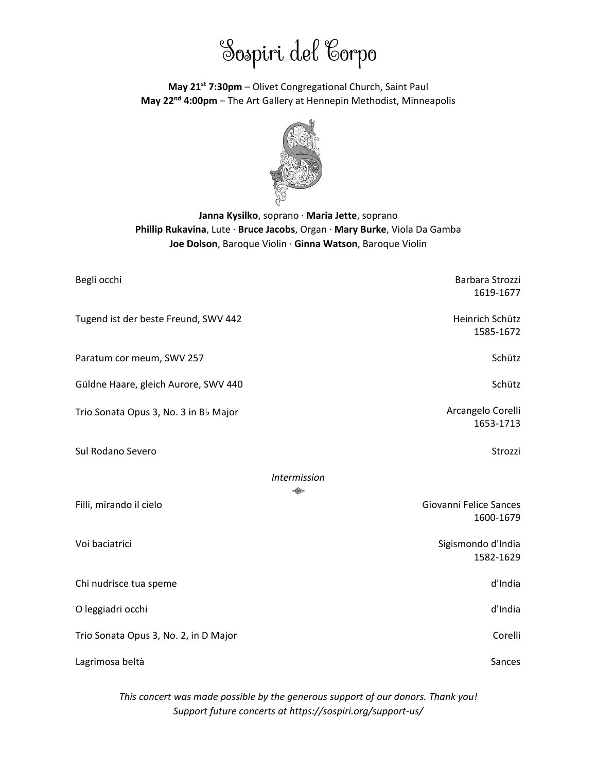# Sospiri del Corpo

**May 21st 7:30pm** – Olivet Congregational Church, Saint Paul
**May 22nd 4:00pm** – The Art Gallery at Hennepin Methodist, Minneapolis

**Janna Kysilko**, soprano · **Maria Jette**, soprano
**Phillip Rukavina**, Lute · **Bruce Jacobs**, Organ · **Mary Burke**, Viola Da Gamba
**Joe Dolson**, Baroque Violin · **Ginna Watson**, Baroque Violin

| | |
|---|---|
| Begli occhi | Barbara Strozzi 1619-1677 |
| Tugend ist der beste Freund, SWV 442 | Heinrich Schütz 1585-1672 |
| Paratum cor meum, SWV 257 | Schütz |
| Güldne Haare, gleich Aurore, SWV 440 | Schütz |
| Trio Sonata Opus 3, No. 3 in B♭ Major | Arcangelo Corelli 1653-1713 |
| Sul Rodano Severo | Strozzi |

*Intermission*

| | |
|---|---|
| Filli, mirando il cielo | Giovanni Felice Sances 1600-1679 |
| Voi baciatrici | Sigismondo d'India 1582-1629 |
| Chi nudrisce tua speme | d'India |
| O leggiadri occhi | d'India |
| Trio Sonata Opus 3, No. 2, in D Major | Corelli |
| Lagrimosa beltà | Sances |

*This concert was made possible by the generous support of our donors. Thank you!*
*Support future concerts at https://sospiri.org/support-us/*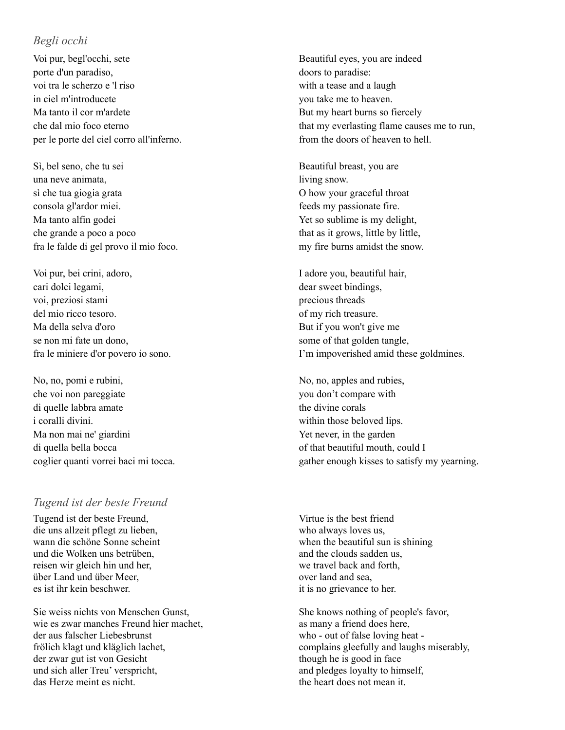## *Begli occhi*

Voi pur, begl'occhi, sete
porte d'un paradiso,
voi tra le scherzo e 'l riso
in ciel m'introducete
Ma tanto il cor m'ardete
che dal mio foco eterno
per le porte del ciel corro all'inferno.

Beautiful eyes, you are indeed
doors to paradise:
with a tease and a laugh
you take me to heaven.
But my heart burns so fiercely
that my everlasting flame causes me to run,
from the doors of heaven to hell.

Sì, bel seno, che tu sei
una neve animata,
sì che tua giogia grata
consola gl'ardor miei.
Ma tanto alfin godei
che grande a poco a poco
fra le falde di gel provo il mio foco.

Beautiful breast, you are
living snow.
O how your graceful throat
feeds my passionate fire.
Yet so sublime is my delight,
that as it grows, little by little,
my fire burns amidst the snow.

Voi pur, bei crini, adoro,
cari dolci legami,
voi, preziosi stami
del mio ricco tesoro.
Ma della selva d'oro
se non mi fate un dono,
fra le miniere d'or povero io sono.

I adore you, beautiful hair,
dear sweet bindings,
precious threads
of my rich treasure.
But if you won't give me
some of that golden tangle,
I'm impoverished amid these goldmines.

No, no, pomi e rubini,
che voi non pareggiate
di quelle labbra amate
i coralli divini.
Ma non mai ne' giardini
di quella bella bocca
coglier quanti vorrei baci mi tocca.

No, no, apples and rubies,
you don't compare with
the divine corals
within those beloved lips.
Yet never, in the garden
of that beautiful mouth, could I
gather enough kisses to satisfy my yearning.

## *Tugend ist der beste Freund*

Tugend ist der beste Freund,
die uns allzeit pflegt zu lieben,
wann die schöne Sonne scheint
und die Wolken uns betrüben,
reisen wir gleich hin und her,
über Land und über Meer,
es ist ihr kein beschwer.

Virtue is the best friend
who always loves us,
when the beautiful sun is shining
and the clouds sadden us,
we travel back and forth,
over land and sea,
it is no grievance to her.

Sie weiss nichts von Menschen Gunst,
wie es zwar manches Freund hier machet,
der aus falscher Liebesbrunst
frölich klagt und kläglich lachet,
der zwar gut ist von Gesicht
und sich aller Treu' verspricht,
das Herze meint es nicht.

She knows nothing of people's favor,
as many a friend does here,
who - out of false loving heat -
complains gleefully and laughs miserably,
though he is good in face
and pledges loyalty to himself,
the heart does not mean it.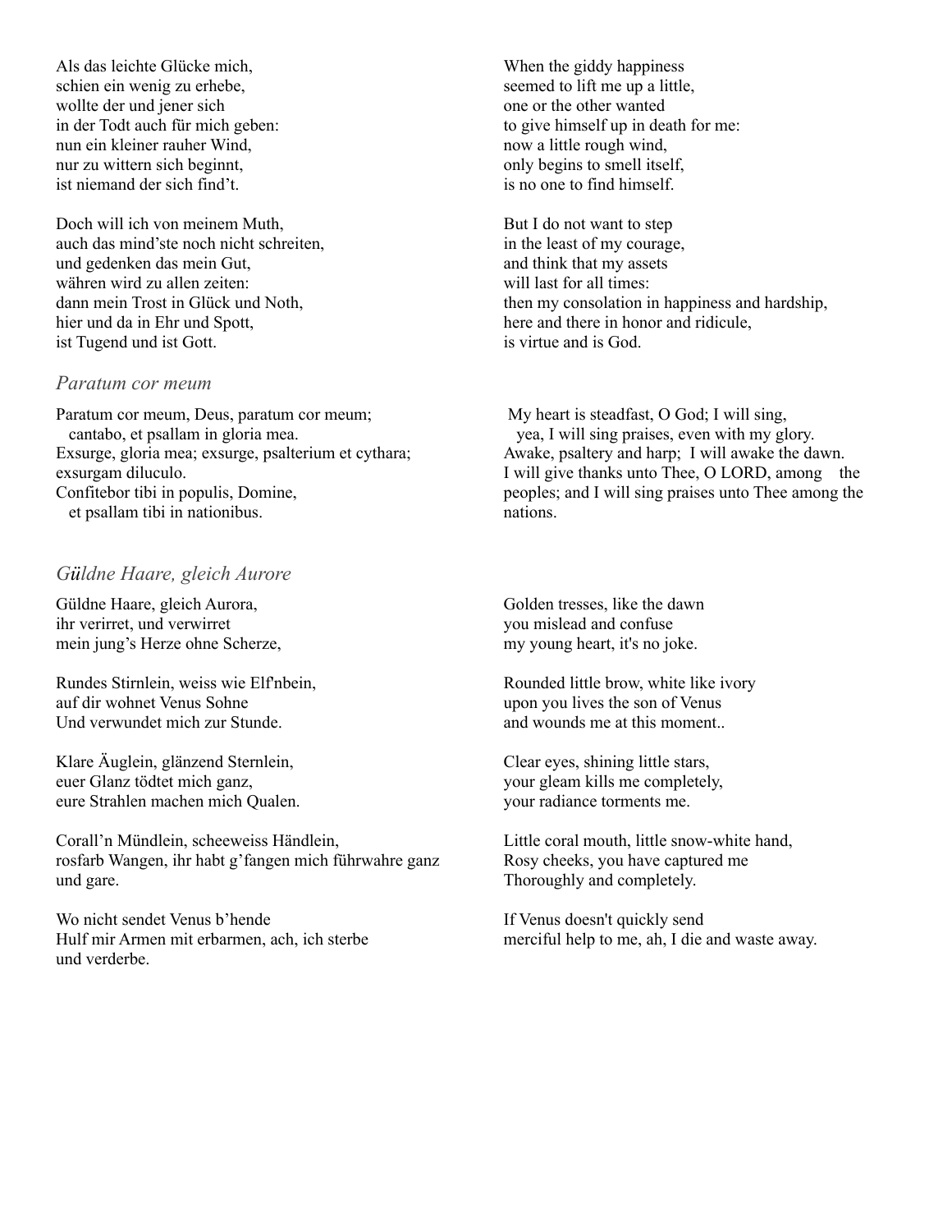Als das leichte Glücke mich,
schien ein wenig zu erhebe,
wollte der und jener sich
in der Todt auch für mich geben:
nun ein kleiner rauher Wind,
nur zu wittern sich beginnt,
ist niemand der sich find't.

When the giddy happiness
seemed to lift me up a little,
one or the other wanted
to give himself up in death for me:
now a little rough wind,
only begins to smell itself,
is no one to find himself.

Doch will ich von meinem Muth,
auch das mind'ste noch nicht schreiten,
und gedenken das mein Gut,
währen wird zu allen zeiten:
dann mein Trost in Glück und Noth,
hier und da in Ehr und Spott,
ist Tugend und ist Gott.

But I do not want to step
in the least of my courage,
and think that my assets
will last for all times:
then my consolation in happiness and hardship,
here and there in honor and ridicule,
is virtue and is God.

### *Paratum cor meum*

Paratum cor meum, Deus, paratum cor meum;
cantabo, et psallam in gloria mea.
Exsurge, gloria mea; exsurge, psalterium et cythara;
exsurgam diluculo.
Confitebor tibi in populis, Domine,
et psallam tibi in nationibus.

My heart is steadfast, O God; I will sing,
yea, I will sing praises, even with my glory.
Awake, psaltery and harp; I will awake the dawn.
I will give thanks unto Thee, O LORD, among the peoples; and I will sing praises unto Thee among the nations.

### *Güldne Haare, gleich Aurore*

Güldne Haare, gleich Aurora,
ihr verirret, und verwirret
mein jung's Herze ohne Scherze,

Golden tresses, like the dawn
you mislead and confuse
my young heart, it's no joke.

Rundes Stirnlein, weiss wie Elf'nbein,
auf dir wohnet Venus Sohne
Und verwundet mich zur Stunde.

Rounded little brow, white like ivory
upon you lives the son of Venus
and wounds me at this moment..

Klare Äuglein, glänzend Sternlein,
euer Glanz tödtet mich ganz,
eure Strahlen machen mich Qualen.

Clear eyes, shining little stars,
your gleam kills me completely,
your radiance torments me.

Corall'n Mündlein, scheeweiss Händlein,
rosfarb Wangen, ihr habt g'fangen mich führwahre ganz und gare.

Little coral mouth, little snow-white hand,
Rosy cheeks, you have captured me
Thoroughly and completely.

Wo nicht sendet Venus b'hende
Hulf mir Armen mit erbarmen, ach, ich sterbe und verderbe.

If Venus doesn't quickly send
merciful help to me, ah, I die and waste away.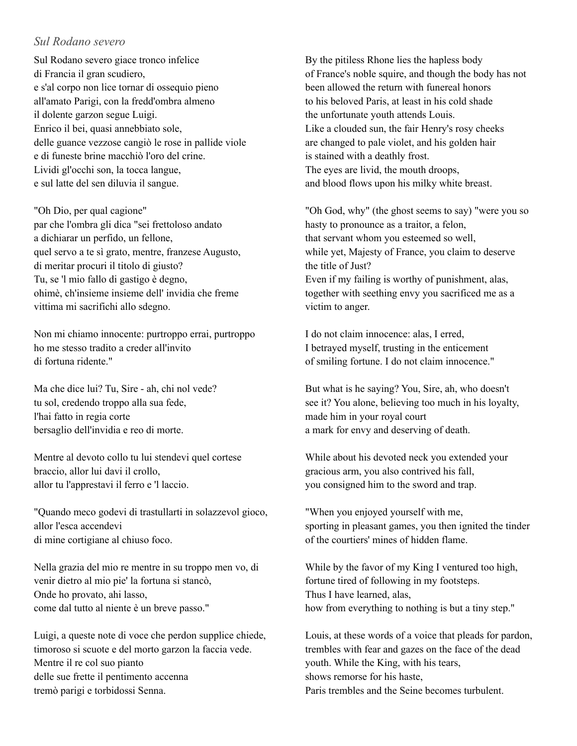*Sul Rodano severo*

Sul Rodano severo giace tronco infelice
di Francia il gran scudiero,
e s'al corpo non lice tornar di ossequio pieno
all'amato Parigi, con la fredd'ombra almeno
il dolente garzon segue Luigi.
Enrico il bei, quasi annebbiato sole,
delle guance vezzose cangiò le rose in pallide viole
e di funeste brine macchiò l'oro del crine.
Lividi gl'occhi son, la tocca langue,
e sul latte del sen diluvia il sangue.

"Oh Dio, per qual cagione"
par che l'ombra gli dica "sei frettoloso andato
a dichiarar un perfido, un fellone,
quel servo a te sì grato, mentre, franzese Augusto,
di meritar procuri il titolo di giusto?
Tu, se 'l mio fallo di gastigo è degno,
ohimè, ch'insieme insieme dell' invidia che freme
vittima mi sacrifichi allo sdegno.

Non mi chiamo innocente: purtroppo errai, purtroppo
ho me stesso tradito a creder all'invito
di fortuna ridente."

Ma che dice lui? Tu, Sire - ah, chi nol vede?
tu sol, credendo troppo alla sua fede,
l'hai fatto in regia corte
bersaglio dell'invidia e reo di morte.

Mentre al devoto collo tu lui stendevi quel cortese
braccio, allor lui davi il crollo,
allor tu l'apprestavi il ferro e 'l laccio.

"Quando meco godevi di trastullarti in solazzevol gioco,
allor l'esca accendevi
di mine cortigiane al chiuso foco.

Nella grazia del mio re mentre in su troppo men vo, di
venir dietro al mio pie' la fortuna si stancò,
Onde ho provato, ahi lasso,
come dal tutto al niente è un breve passo."

Luigi, a queste note di voce che perdon supplice chiede,
timoroso si scuote e del morto garzon la faccia vede.
Mentre il re col suo pianto
delle sue frette il pentimento accenna
tremò parigi e torbidossi Senna.

By the pitiless Rhone lies the hapless body
of France's noble squire, and though the body has not
been allowed the return with funereal honors
to his beloved Paris, at least in his cold shade
the unfortunate youth attends Louis.
Like a clouded sun, the fair Henry's rosy cheeks
are changed to pale violet, and his golden hair
is stained with a deathly frost.
The eyes are livid, the mouth droops,
and blood flows upon his milky white breast.

"Oh God, why" (the ghost seems to say) "were you so
hasty to pronounce as a traitor, a felon,
that servant whom you esteemed so well,
while yet, Majesty of France, you claim to deserve
the title of Just?
Even if my failing is worthy of punishment, alas,
together with seething envy you sacrificed me as a
victim to anger.

I do not claim innocence: alas, I erred,
I betrayed myself, trusting in the enticement
of smiling fortune. I do not claim innocence."

But what is he saying? You, Sire, ah, who doesn't
see it? You alone, believing too much in his loyalty,
made him in your royal court
a mark for envy and deserving of death.

While about his devoted neck you extended your
gracious arm, you also contrived his fall,
you consigned him to the sword and trap.

"When you enjoyed yourself with me,
sporting in pleasant games, you then ignited the tinder
of the courtiers' mines of hidden flame.

While by the favor of my King I ventured too high,
fortune tired of following in my footsteps.
Thus I have learned, alas,
how from everything to nothing is but a tiny step."

Louis, at these words of a voice that pleads for pardon,
trembles with fear and gazes on the face of the dead
youth. While the King, with his tears,
shows remorse for his haste,
Paris trembles and the Seine becomes turbulent.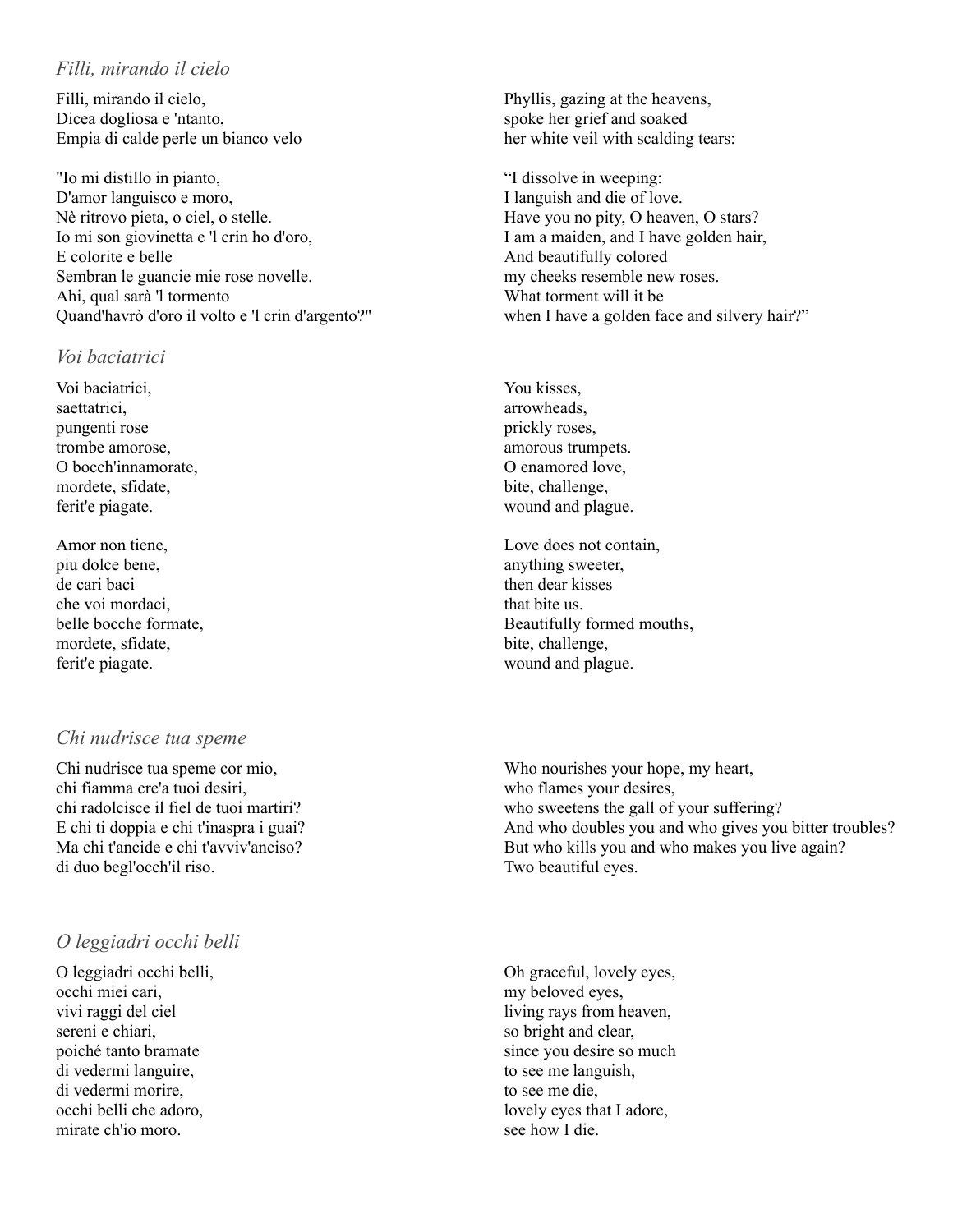### *Filli, mirando il cielo*

Filli, mirando il cielo,
Dicea dogliosa e 'ntanto,
Empia di calde perle un bianco velo

"Io mi distillo in pianto,
D'amor languisco e moro,
Nè ritrovo pieta, o ciel, o stelle.
Io mi son giovinetta e 'l crin ho d'oro,
E colorite e belle
Sembran le guancie mie rose novelle.
Ahi, qual sarà 'l tormento
Quand'havrò d'oro il volto e 'l crin d'argento?"

Phyllis, gazing at the heavens,
spoke her grief and soaked
her white veil with scalding tears:

"I dissolve in weeping:
I languish and die of love.
Have you no pity, O heaven, O stars?
I am a maiden, and I have golden hair,
And beautifully colored
my cheeks resemble new roses.
What torment will it be
when I have a golden face and silvery hair?"

### *Voi baciatrici*

Voi baciatrici,
saettatrici,
pungenti rose
trombe amorose,
O bocch'innamorate,
mordete, sfidate,
ferit'e piagate.

Amor non tiene,
piu dolce bene,
de cari baci
che voi mordaci,
belle bocche formate,
mordete, sfidate,
ferit'e piagate.

You kisses,
arrowheads,
prickly roses,
amorous trumpets.
O enamored love,
bite, challenge,
wound and plague.

Love does not contain,
anything sweeter,
then dear kisses
that bite us.
Beautifully formed mouths,
bite, challenge,
wound and plague.

### *Chi nudrisce tua speme*

Chi nudrisce tua speme cor mio,
chi fiamma cre'a tuoi desiri,
chi radolcisce il fiel de tuoi martiri?
E chi ti doppia e chi t'inaspra i guai?
Ma chi t'ancide e chi t'avviv'anciso?
di duo begl'occh'il riso.

Who nourishes your hope, my heart,
who flames your desires,
who sweetens the gall of your suffering?
And who doubles you and who gives you bitter troubles?
But who kills you and who makes you live again?
Two beautiful eyes.

### *O leggiadri occhi belli*

O leggiadri occhi belli,
occhi miei cari,
vivi raggi del ciel
sereni e chiari,
poiché tanto bramate
di vedermi languire,
di vedermi morire,
occhi belli che adoro,
mirate ch'io moro.

Oh graceful, lovely eyes,
my beloved eyes,
living rays from heaven,
so bright and clear,
since you desire so much
to see me languish,
to see me die,
lovely eyes that I adore,
see how I die.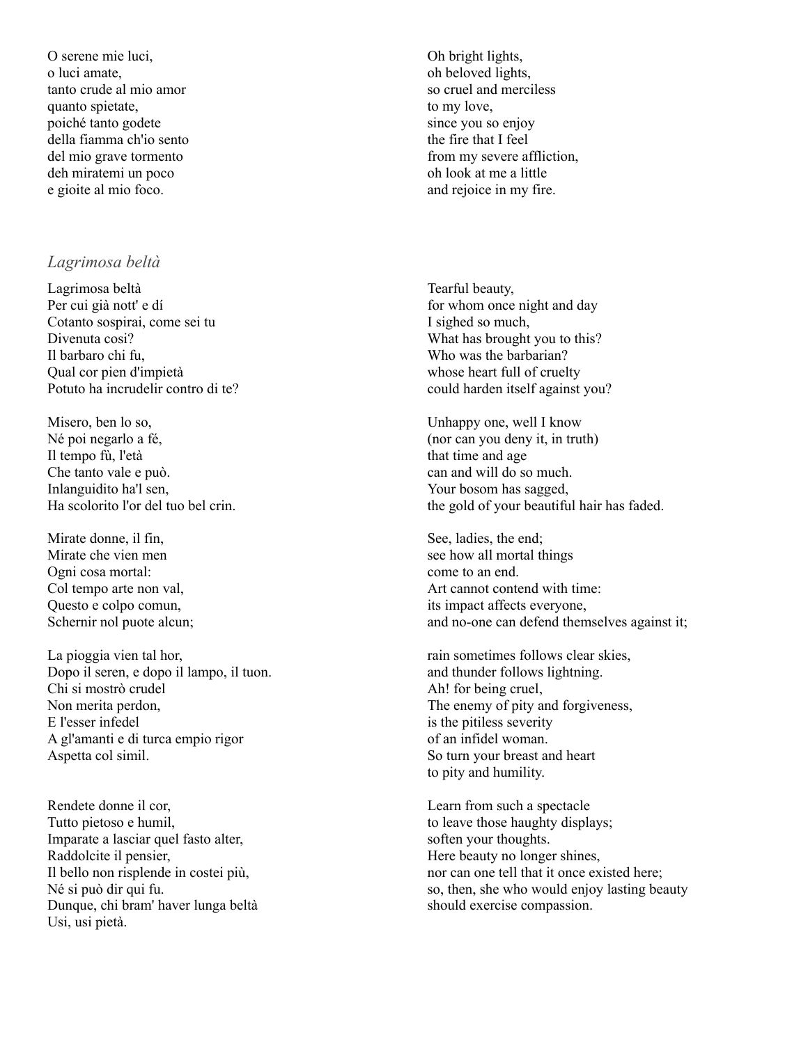O serene mie luci,
o luci amate,
tanto crude al mio amor
quanto spietate,
poiché tanto godete
della fiamma ch'io sento
del mio grave tormento
deh miratemi un poco
e gioite al mio foco.

Oh bright lights,
oh beloved lights,
so cruel and merciless
to my love,
since you so enjoy
the fire that I feel
from my severe affliction,
oh look at me a little
and rejoice in my fire.

### *Lagrimosa beltà*

Lagrimosa beltà
Per cui già nott' e dí
Cotanto sospirai, come sei tu
Divenuta cosi?
Il barbaro chi fu,
Qual cor pien d'impietà
Potuto ha incrudelir contro di te?

Misero, ben lo so,
Né poi negarlo a fé,
Il tempo fù, l'età
Che tanto vale e può.
Inlanguidito ha'l sen,
Ha scolorito l'or del tuo bel crin.

Mirate donne, il fin,
Mirate che vien men
Ogni cosa mortal:
Col tempo arte non val,
Questo e colpo comun,
Schernir nol puote alcun;

La pioggia vien tal hor,
Dopo il seren, e dopo il lampo, il tuon.
Chi si mostrò crudel
Non merita perdon,
E l'esser infedel
A gl'amanti e di turca empio rigor
Aspetta col simil.

Rendete donne il cor,
Tutto pietoso e humil,
Imparate a lasciar quel fasto alter,
Raddolcite il pensier,
Il bello non risplende in costei più,
Né si può dir qui fu.
Dunque, chi bram' haver lunga beltà
Usi, usi pietà.

Tearful beauty,
for whom once night and day
I sighed so much,
What has brought you to this?
Who was the barbarian?
whose heart full of cruelty
could harden itself against you?

Unhappy one, well I know
(nor can you deny it, in truth)
that time and age
can and will do so much.
Your bosom has sagged,
the gold of your beautiful hair has faded.

See, ladies, the end;
see how all mortal things
come to an end.
Art cannot contend with time:
its impact affects everyone,
and no-one can defend themselves against it;

rain sometimes follows clear skies,
and thunder follows lightning.
Ah! for being cruel,
The enemy of pity and forgiveness,
is the pitiless severity
of an infidel woman.
So turn your breast and heart
to pity and humility.

Learn from such a spectacle
to leave those haughty displays;
soften your thoughts.
Here beauty no longer shines,
nor can one tell that it once existed here;
so, then, she who would enjoy lasting beauty
should exercise compassion.